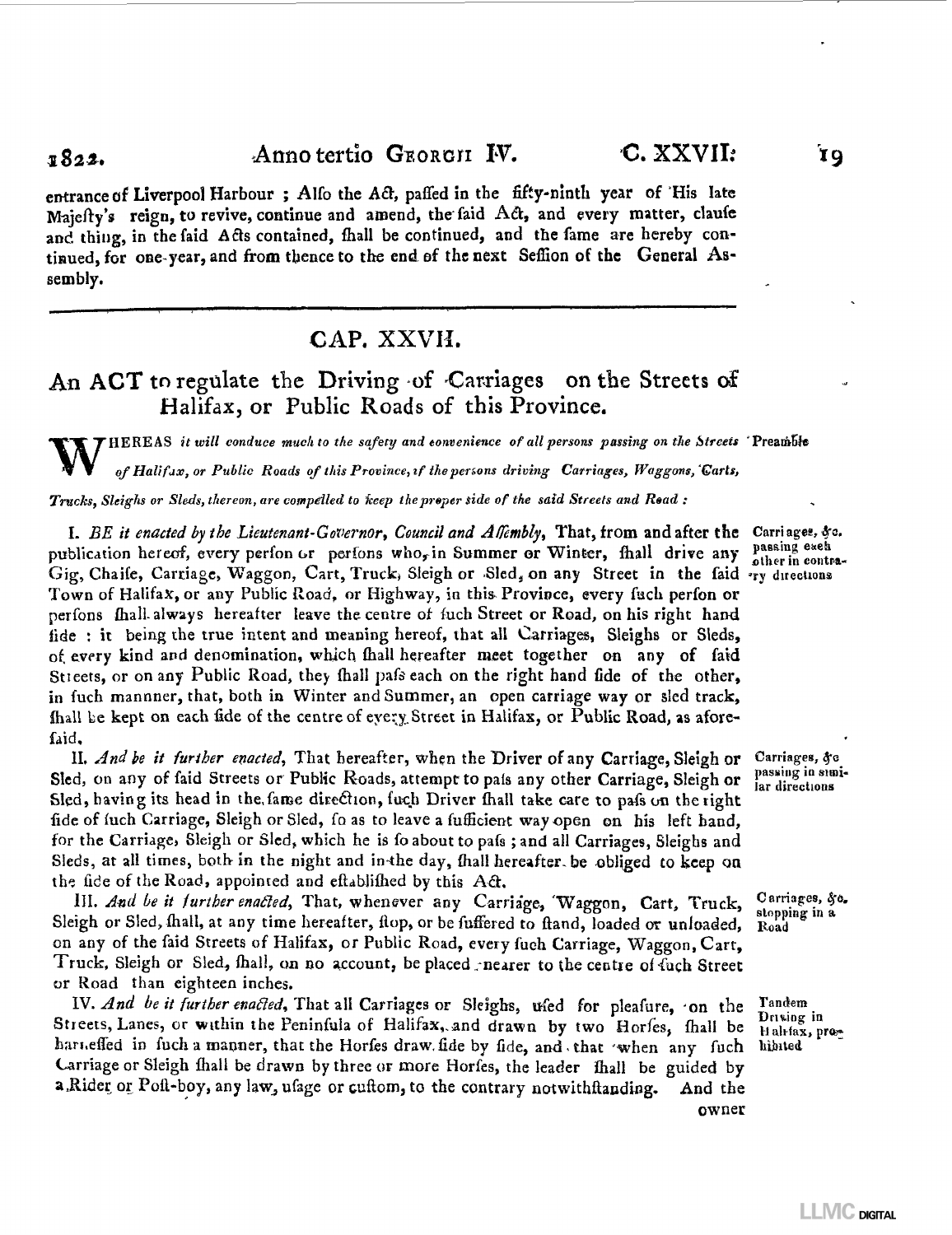entrance of Liverpool Harbour ; Alfo the Act, paffed in the fifty-ninth year of His late Majefty's reign, to revive, continue and amend, the faid Act, and every matter, claufe and thing, in the faid Acts contained, fhall be continued, and the fame are hereby continued, for one year, and from thence to the end of the next Seffion of the General Affembly.

---

## CAP. XXVII.

### An ACT to regulate the Driving of Carriages on the Streets of Halifax, or Public Roads of this Province.

Preamble

WHEREAS *it will conduce much to the safety and convenience of all persons passing on the Streets of Halifax, or Public Roads of this Province, if the persons driving Carriages, Waggons, Carts, Trucks, Sleighs or Sleds, thereon, are compelled to keep the proper side of the said Streets and Road :*

*Carriages, &c. passing each other in contrary directions*

I. *BE it enacted by the Lieutenant-Governor, Council and Affembly*, That, from and after the publication hereof, every perfon or perfons who, in Summer or Winter, fhall drive any Gig, Chaife, Carriage, Waggon, Cart, Truck, Sleigh or Sled, on any Street in the faid Town of Halifax, or any Public Road, or Highway, in this Province, every fuch perfon or perfons fhall always hereafter leave the centre of fuch Street or Road, on his right hand fide : it being the true intent and meaning hereof, that all Carriages, Sleighs or Sleds, of every kind and denomination, which fhall hereafter meet together on any of faid Streets, or on any Public Road, they fhall pafs each on the right hand fide of the other, in fuch mannner, that, both in Winter and Summer, an open carriage way or sled track, fhall be kept on each fide of the centre of every Street in Halifax, or Public Road, as aforefaid.

*Carriages, &c passing in similar directions*

II. *And be it further enacted*, That hereafter, when the Driver of any Carriage, Sleigh or Sled, on any of faid Streets or Public Roads, attempt to pafs any other Carriage, Sleigh or Sled, having its head in the fame direction, fuch Driver fhall take care to pafs on the right fide of fuch Carriage, Sleigh or Sled, fo as to leave a fufficient way open on his left hand, for the Carriage, Sleigh or Sled, which he is fo about to pafs ; and all Carriages, Sleighs and Sleds, at all times, both in the night and in the day, fhall hereafter be obliged to keep on the fide of the Road, appointed and eftablifhed by this Act.

*Carriages, &c. stopping in a Road*

III. *And be it further enacted*, That, whenever any Carriage, Waggon, Cart, Truck, Sleigh or Sled, fhall, at any time hereafter, ftop, or be fuffered to ftand, loaded or unloaded, on any of the faid Streets of Halifax, or Public Road, every fuch Carriage, Waggon, Cart, Truck, Sleigh or Sled, fhall, on no account, be placed nearer to the centre of fuch Street or Road than eighteen inches.

*Tandem Driving in Halifax, prohibited*

IV. *And be it further enacted*, That all Carriages or Sleighs, ufed for pleafure, on the Streets, Lanes, or within the Peninfula of Halifax, and drawn by two Horfes, fhall be harneffed in fuch a manner, that the Horfes draw fide by fide, and that when any fuch Carriage or Sleigh fhall be drawn by three or more Horfes, the leader fhall be guided by a Rider or Poft-boy, any law, ufage or cuftom, to the contrary notwithftanding. And the owner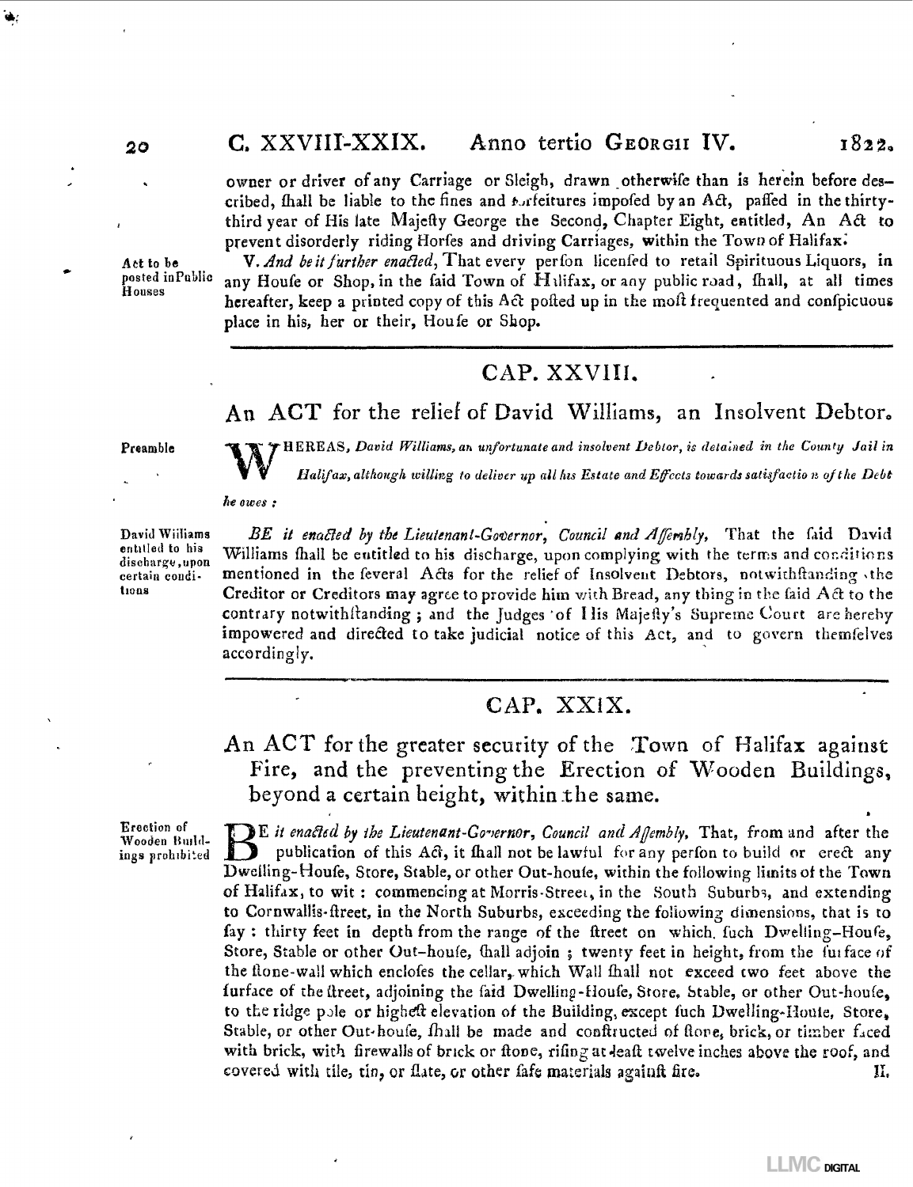owner or driver of any Carriage or Sleigh, drawn otherwife than is herein before defcribed, fhall be liable to the fines and forfeitures impofed by an Act, paffed in the thirty-third year of His late Majefty George the Second, Chapter Eight, entitled, An Act to prevent diforderly riding Horfes and driving Carriages, within the Town of Halifax.

Act to be posted in Public Houses

V. *And be it further enacted,* That every perfon licenfed to retail Spirituous Liquors, in any Houfe or Shop, in the faid Town of Halifax, or any public road, fhall, at all times hereafter, keep a printed copy of this Act pofted up in the moft frequented and confpicuous place in his, her or their, Houfe or Shop.

---

## CAP. XXVIII.

### An ACT for the relief of David Williams, an Insolvent Debtor.

Preamble

WHEREAS, *David Williams, an unfortunate and insolvent Debtor, is detained in the County Jail in Halifax, although willing to deliver up all his Estate and Effects towards satisfaction of the Debt he owes:*

David Williams entitled to his discharge, upon certain conditions

*BE it enacted by the Lieutenant-Governor, Council and Affembly,* That the faid David Williams fhall be entitled to his discharge, upon complying with the terms and conditions mentioned in the feveral Acts for the relief of Infolvent Debtors, notwithftanding the Creditor or Creditors may agree to provide him with Bread, any thing in the faid Act to the contrary notwithftanding; and the Judges of His Majefty's Supreme Court are hereby impowered and directed to take judicial notice of this Act, and to govern themfelves accordingly.

---

## CAP. XXIX.

### An ACT for the greater security of the Town of Halifax against Fire, and the preventing the Erection of Wooden Buildings, beyond a certain height, within the same.

Erection of Wooden Buildings prohibited

BE *it enacted by the Lieutenant-Governor, Council and Affembly,* That, from and after the publication of this Act, it fhall not be lawful for any perfon to build or erect any Dwelling-Houfe, Store, Stable, or other Out-houfe, within the following limits of the Town of Halifax, to wit: commencing at Morris-Street, in the South Suburbs, and extending to Cornwallis-ftreet, in the North Suburbs, exceeding the following dimenfions, that is to fay: thirty feet in depth from the range of the ftreet on which fuch Dwelling-Houfe, Store, Stable or other Out-houfe, fhall adjoin; twenty feet in height, from the furface of the ftone-wall which enclofes the cellar, which Wall fhall not exceed two feet above the furface of the ftreet, adjoining the faid Dwelling-Houfe, Store, Stable, or other Out-houfe, to the ridge pole or higheft elevation of the Building, except fuch Dwelling-Houfe, Store, Stable, or other Out-houfe, fhall be made and conftructed of ftone, brick, or timber faced with brick, with firewalls of brick or ftone, rifing at leaft twelve inches above the roof, and covered with tile, tin, or flate, or other fafe materials againft fire.

II.